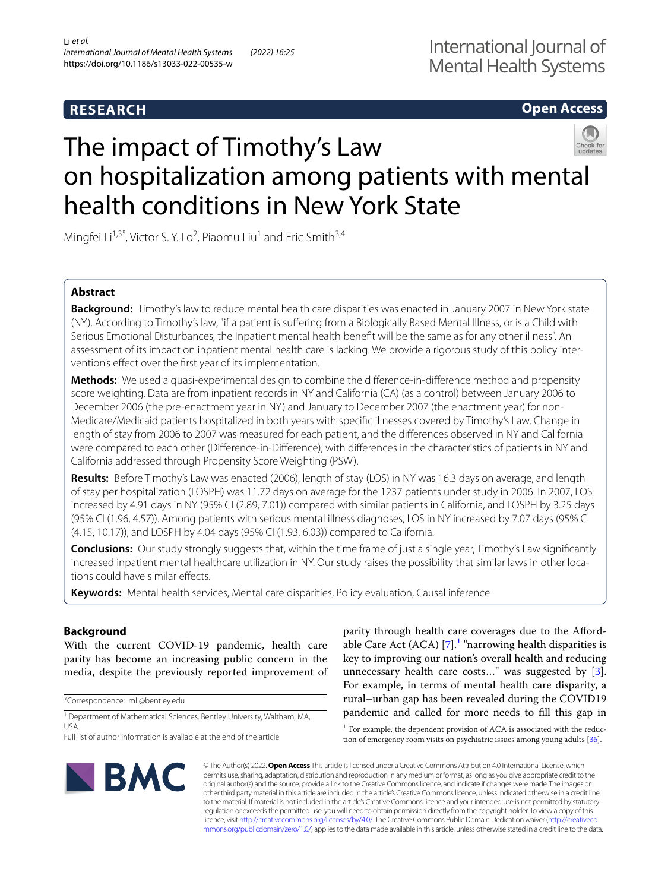**RESEARCH** **Open Access**

# The impact of Timothy's Law on hospitalization among patients with mental health conditions in New York State

Mingfei Li[1,3*], Victor S. Y. Lo[2], Piaomu Liu[1] and Eric Smith[3,4]

## Abstract

**Background:** Timothy's law to reduce mental health care disparities was enacted in January 2007 in New York state (NY). According to Timothy's law, "if a patient is suffering from a Biologically Based Mental Illness, or is a Child with Serious Emotional Disturbances, the Inpatient mental health benefit will be the same as for any other illness". An assessment of its impact on inpatient mental health care is lacking. We provide a rigorous study of this policy intervention's effect over the first year of its implementation.

**Methods:** We used a quasi-experimental design to combine the difference-in-difference method and propensity score weighting. Data are from inpatient records in NY and California (CA) (as a control) between January 2006 to December 2006 (the pre-enactment year in NY) and January to December 2007 (the enactment year) for non-Medicare/Medicaid patients hospitalized in both years with specific illnesses covered by Timothy's Law. Change in length of stay from 2006 to 2007 was measured for each patient, and the differences observed in NY and California were compared to each other (Difference-in-Difference), with differences in the characteristics of patients in NY and California addressed through Propensity Score Weighting (PSW).

**Results:** Before Timothy's Law was enacted (2006), length of stay (LOS) in NY was 16.3 days on average, and length of stay per hospitalization (LOSPH) was 11.72 days on average for the 1237 patients under study in 2006. In 2007, LOS increased by 4.91 days in NY (95% CI (2.89, 7.01)) compared with similar patients in California, and LOSPH by 3.25 days (95% CI (1.96, 4.57)). Among patients with serious mental illness diagnoses, LOS in NY increased by 7.07 days (95% CI (4.15, 10.17)), and LOSPH by 4.04 days (95% CI (1.93, 6.03)) compared to California.

**Conclusions:** Our study strongly suggests that, within the time frame of just a single year, Timothy's Law significantly increased inpatient mental healthcare utilization in NY. Our study raises the possibility that similar laws in other locations could have similar effects.

**Keywords:** Mental health services, Mental care disparities, Policy evaluation, Causal inference

## Background

With the current COVID-19 pandemic, health care parity has become an increasing public concern in the media, despite the previously reported improvement of parity through health care coverages due to the Affordable Care Act (ACA) [7].[1] "narrowing health disparities is key to improving our nation's overall health and reducing unnecessary health care costs..." was suggested by [3]. For example, in terms of mental health care disparity, a rural–urban gap has been revealed during the COVID19 pandemic and called for more needs to fill this gap in

[1] For example, the dependent provision of ACA is associated with the reduction of emergency room visits on psychiatric issues among young adults [36].

*Correspondence: mli@bentley.edu

[1] Department of Mathematical Sciences, Bentley University, Waltham, MA, USA

Full list of author information is available at the end of the article

© The Author(s) 2022. **Open Access** This article is licensed under a Creative Commons Attribution 4.0 International License, which permits use, sharing, adaptation, distribution and reproduction in any medium or format, as long as you give appropriate credit to the original author(s) and the source, provide a link to the Creative Commons licence, and indicate if changes were made. The images or other third party material in this article are included in the article's Creative Commons licence, unless indicated otherwise in a credit line to the material. If material is not included in the article's Creative Commons licence and your intended use is not permitted by statutory regulation or exceeds the permitted use, you will need to obtain permission directly from the copyright holder. To view a copy of this licence, visit http://creativecommons.org/licenses/by/4.0/. The Creative Commons Public Domain Dedication waiver (http://creativecommons.org/publicdomain/zero/1.0/) applies to the data made available in this article, unless otherwise stated in a credit line to the data.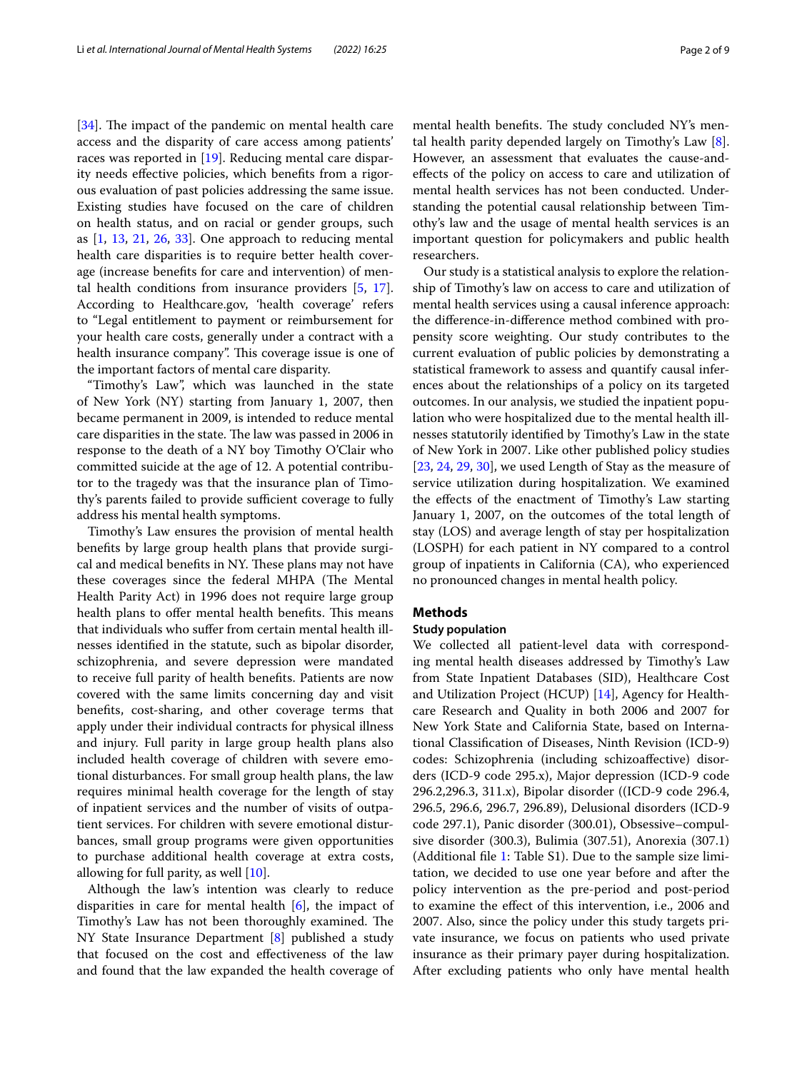[34]. The impact of the pandemic on mental health care access and the disparity of care access among patients' races was reported in [19]. Reducing mental care disparity needs effective policies, which benefits from a rigorous evaluation of past policies addressing the same issue. Existing studies have focused on the care of children on health status, and on racial or gender groups, such as [1, 13, 21, 26, 33]. One approach to reducing mental health care disparities is to require better health coverage (increase benefits for care and intervention) of mental health conditions from insurance providers [5, 17]. According to Healthcare.gov, 'health coverage' refers to "Legal entitlement to payment or reimbursement for your health care costs, generally under a contract with a health insurance company". This coverage issue is one of the important factors of mental care disparity.

"Timothy's Law", which was launched in the state of New York (NY) starting from January 1, 2007, then became permanent in 2009, is intended to reduce mental care disparities in the state. The law was passed in 2006 in response to the death of a NY boy Timothy O'Clair who committed suicide at the age of 12. A potential contributor to the tragedy was that the insurance plan of Timothy's parents failed to provide sufficient coverage to fully address his mental health symptoms.

Timothy's Law ensures the provision of mental health benefits by large group health plans that provide surgical and medical benefits in NY. These plans may not have these coverages since the federal MHPA (The Mental Health Parity Act) in 1996 does not require large group health plans to offer mental health benefits. This means that individuals who suffer from certain mental health illnesses identified in the statute, such as bipolar disorder, schizophrenia, and severe depression were mandated to receive full parity of health benefits. Patients are now covered with the same limits concerning day and visit benefits, cost-sharing, and other coverage terms that apply under their individual contracts for physical illness and injury. Full parity in large group health plans also included health coverage of children with severe emotional disturbances. For small group health plans, the law requires minimal health coverage for the length of stay of inpatient services and the number of visits of outpatient services. For children with severe emotional disturbances, small group programs were given opportunities to purchase additional health coverage at extra costs, allowing for full parity, as well [10].

Although the law's intention was clearly to reduce disparities in care for mental health [6], the impact of Timothy's Law has not been thoroughly examined. The NY State Insurance Department [8] published a study that focused on the cost and effectiveness of the law and found that the law expanded the health coverage of mental health benefits. The study concluded NY's mental health parity depended largely on Timothy's Law [8]. However, an assessment that evaluates the cause-and-effects of the policy on access to care and utilization of mental health services has not been conducted. Understanding the potential causal relationship between Timothy's law and the usage of mental health services is an important question for policymakers and public health researchers.

Our study is a statistical analysis to explore the relationship of Timothy's law on access to care and utilization of mental health services using a causal inference approach: the difference-in-difference method combined with propensity score weighting. Our study contributes to the current evaluation of public policies by demonstrating a statistical framework to assess and quantify causal inferences about the relationships of a policy on its targeted outcomes. In our analysis, we studied the inpatient population who were hospitalized due to the mental health illnesses statutorily identified by Timothy's Law in the state of New York in 2007. Like other published policy studies [23, 24, 29, 30], we used Length of Stay as the measure of service utilization during hospitalization. We examined the effects of the enactment of Timothy's Law starting January 1, 2007, on the outcomes of the total length of stay (LOS) and average length of stay per hospitalization (LOSPH) for each patient in NY compared to a control group of inpatients in California (CA), who experienced no pronounced changes in mental health policy.

## Methods

### Study population

We collected all patient-level data with corresponding mental health diseases addressed by Timothy's Law from State Inpatient Databases (SID), Healthcare Cost and Utilization Project (HCUP) [14], Agency for Healthcare Research and Quality in both 2006 and 2007 for New York State and California State, based on International Classification of Diseases, Ninth Revision (ICD-9) codes: Schizophrenia (including schizoaffective) disorders (ICD-9 code 295.x), Major depression (ICD-9 code 296.2,296.3, 311.x), Bipolar disorder ((ICD-9 code 296.4, 296.5, 296.6, 296.7, 296.89), Delusional disorders (ICD-9 code 297.1), Panic disorder (300.01), Obsessive–compulsive disorder (300.3), Bulimia (307.51), Anorexia (307.1) (Additional file 1: Table S1). Due to the sample size limitation, we decided to use one year before and after the policy intervention as the pre-period and post-period to examine the effect of this intervention, i.e., 2006 and 2007. Also, since the policy under this study targets private insurance, we focus on patients who used private insurance as their primary payer during hospitalization. After excluding patients who only have mental health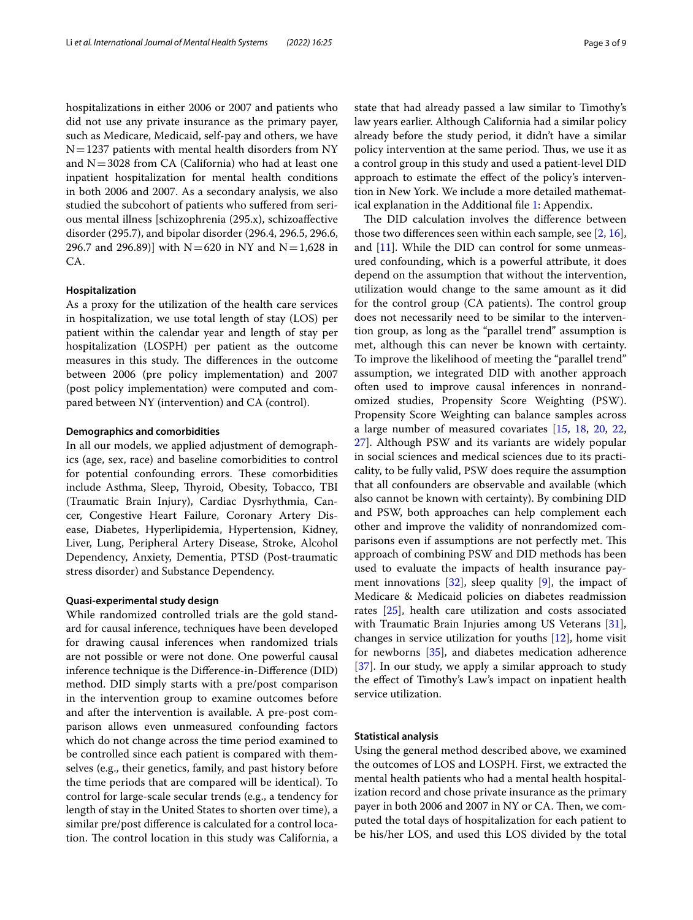hospitalizations in either 2006 or 2007 and patients who did not use any private insurance as the primary payer, such as Medicare, Medicaid, self-pay and others, we have N = 1237 patients with mental health disorders from NY and N = 3028 from CA (California) who had at least one inpatient hospitalization for mental health conditions in both 2006 and 2007. As a secondary analysis, we also studied the subcohort of patients who suffered from serious mental illness [schizophrenia (295.x), schizoaffective disorder (295.7), and bipolar disorder (296.4, 296.5, 296.6, 296.7 and 296.89)] with N = 620 in NY and N = 1,628 in CA.

#### Hospitalization

As a proxy for the utilization of the health care services in hospitalization, we use total length of stay (LOS) per patient within the calendar year and length of stay per hospitalization (LOSPH) per patient as the outcome measures in this study. The differences in the outcome between 2006 (pre policy implementation) and 2007 (post policy implementation) were computed and compared between NY (intervention) and CA (control).

#### Demographics and comorbidities

In all our models, we applied adjustment of demographics (age, sex, race) and baseline comorbidities to control for potential confounding errors. These comorbidities include Asthma, Sleep, Thyroid, Obesity, Tobacco, TBI (Traumatic Brain Injury), Cardiac Dysrhythmia, Cancer, Congestive Heart Failure, Coronary Artery Disease, Diabetes, Hyperlipidemia, Hypertension, Kidney, Liver, Lung, Peripheral Artery Disease, Stroke, Alcohol Dependency, Anxiety, Dementia, PTSD (Post-traumatic stress disorder) and Substance Dependency.

#### Quasi-experimental study design

While randomized controlled trials are the gold standard for causal inference, techniques have been developed for drawing causal inferences when randomized trials are not possible or were not done. One powerful causal inference technique is the Difference-in-Difference (DID) method. DID simply starts with a pre/post comparison in the intervention group to examine outcomes before and after the intervention is available. A pre-post comparison allows even unmeasured confounding factors which do not change across the time period examined to be controlled since each patient is compared with themselves (e.g., their genetics, family, and past history before the time periods that are compared will be identical). To control for large-scale secular trends (e.g., a tendency for length of stay in the United States to shorten over time), a similar pre/post difference is calculated for a control location. The control location in this study was California, a state that had already passed a law similar to Timothy's law years earlier. Although California had a similar policy already before the study period, it didn't have a similar policy intervention at the same period. Thus, we use it as a control group in this study and used a patient-level DID approach to estimate the effect of the policy's intervention in New York. We include a more detailed mathematical explanation in the Additional file 1: Appendix.

The DID calculation involves the difference between those two differences seen within each sample, see [2, 16], and [11]. While the DID can control for some unmeasured confounding, which is a powerful attribute, it does depend on the assumption that without the intervention, utilization would change to the same amount as it did for the control group (CA patients). The control group does not necessarily need to be similar to the intervention group, as long as the "parallel trend" assumption is met, although this can never be known with certainty. To improve the likelihood of meeting the "parallel trend" assumption, we integrated DID with another approach often used to improve causal inferences in nonrandomized studies, Propensity Score Weighting (PSW). Propensity Score Weighting can balance samples across a large number of measured covariates [15, 18, 20, 22, 27]. Although PSW and its variants are widely popular in social sciences and medical sciences due to its practicality, to be fully valid, PSW does require the assumption that all confounders are observable and available (which also cannot be known with certainty). By combining DID and PSW, both approaches can help complement each other and improve the validity of nonrandomized comparisons even if assumptions are not perfectly met. This approach of combining PSW and DID methods has been used to evaluate the impacts of health insurance payment innovations [32], sleep quality [9], the impact of Medicare & Medicaid policies on diabetes readmission rates [25], health care utilization and costs associated with Traumatic Brain Injuries among US Veterans [31], changes in service utilization for youths [12], home visit for newborns [35], and diabetes medication adherence [37]. In our study, we apply a similar approach to study the effect of Timothy's Law's impact on inpatient health service utilization.

#### Statistical analysis

Using the general method described above, we examined the outcomes of LOS and LOSPH. First, we extracted the mental health patients who had a mental health hospitalization record and chose private insurance as the primary payer in both 2006 and 2007 in NY or CA. Then, we computed the total days of hospitalization for each patient to be his/her LOS, and used this LOS divided by the total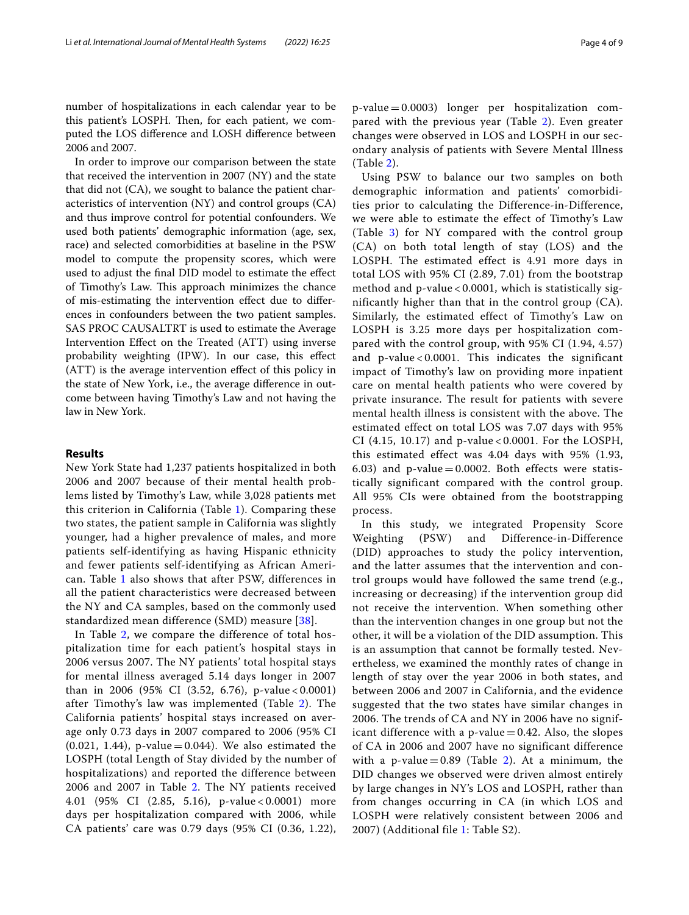number of hospitalizations in each calendar year to be this patient's LOSPH. Then, for each patient, we computed the LOS difference and LOSH difference between 2006 and 2007.

In order to improve our comparison between the state that received the intervention in 2007 (NY) and the state that did not (CA), we sought to balance the patient characteristics of intervention (NY) and control groups (CA) and thus improve control for potential confounders. We used both patients' demographic information (age, sex, race) and selected comorbidities at baseline in the PSW model to compute the propensity scores, which were used to adjust the final DID model to estimate the effect of Timothy's Law. This approach minimizes the chance of mis-estimating the intervention effect due to differences in confounders between the two patient samples. SAS PROC CAUSALTRT is used to estimate the Average Intervention Effect on the Treated (ATT) using inverse probability weighting (IPW). In our case, this effect (ATT) is the average intervention effect of this policy in the state of New York, i.e., the average difference in outcome between having Timothy's Law and not having the law in New York.

## Results

New York State had 1,237 patients hospitalized in both 2006 and 2007 because of their mental health problems listed by Timothy's Law, while 3,028 patients met this criterion in California (Table 1). Comparing these two states, the patient sample in California was slightly younger, had a higher prevalence of males, and more patients self-identifying as having Hispanic ethnicity and fewer patients self-identifying as African American. Table 1 also shows that after PSW, differences in all the patient characteristics were decreased between the NY and CA samples, based on the commonly used standardized mean difference (SMD) measure [38].

In Table 2, we compare the difference of total hospitalization time for each patient's hospital stays in 2006 versus 2007. The NY patients' total hospital stays for mental illness averaged 5.14 days longer in 2007 than in 2006 (95% CI (3.52, 6.76), p-value < 0.0001) after Timothy's law was implemented (Table 2). The California patients' hospital stays increased on average only 0.73 days in 2007 compared to 2006 (95% CI (0.021, 1.44), p-value = 0.044). We also estimated the LOSPH (total Length of Stay divided by the number of hospitalizations) and reported the difference between 2006 and 2007 in Table 2. The NY patients received 4.01 (95% CI (2.85, 5.16), p-value < 0.0001) more days per hospitalization compared with 2006, while CA patients' care was 0.79 days (95% CI (0.36, 1.22), p-value = 0.0003) longer per hospitalization compared with the previous year (Table 2). Even greater changes were observed in LOS and LOSPH in our secondary analysis of patients with Severe Mental Illness (Table 2).

Using PSW to balance our two samples on both demographic information and patients' comorbidities prior to calculating the Difference-in-Difference, we were able to estimate the effect of Timothy's Law (Table 3) for NY compared with the control group (CA) on both total length of stay (LOS) and the LOSPH. The estimated effect is 4.91 more days in total LOS with 95% CI (2.89, 7.01) from the bootstrap method and p-value < 0.0001, which is statistically significantly higher than that in the control group (CA). Similarly, the estimated effect of Timothy's Law on LOSPH is 3.25 more days per hospitalization compared with the control group, with 95% CI (1.94, 4.57) and p-value < 0.0001. This indicates the significant impact of Timothy's law on providing more inpatient care on mental health patients who were covered by private insurance. The result for patients with severe mental health illness is consistent with the above. The estimated effect on total LOS was 7.07 days with 95% CI (4.15, 10.17) and p-value < 0.0001. For the LOSPH, this estimated effect was 4.04 days with 95% (1.93, 6.03) and p-value = 0.0002. Both effects were statistically significant compared with the control group. All 95% CIs were obtained from the bootstrapping process.

In this study, we integrated Propensity Score Weighting (PSW) and Difference-in-Difference (DID) approaches to study the policy intervention, and the latter assumes that the intervention and control groups would have followed the same trend (e.g., increasing or decreasing) if the intervention group did not receive the intervention. When something other than the intervention changes in one group but not the other, it will be a violation of the DID assumption. This is an assumption that cannot be formally tested. Nevertheless, we examined the monthly rates of change in length of stay over the year 2006 in both states, and between 2006 and 2007 in California, and the evidence suggested that the two states have similar changes in 2006. The trends of CA and NY in 2006 have no significant difference with a p-value = 0.42. Also, the slopes of CA in 2006 and 2007 have no significant difference with a p-value = 0.89 (Table 2). At a minimum, the DID changes we observed were driven almost entirely by large changes in NY's LOS and LOSPH, rather than from changes occurring in CA (in which LOS and LOSPH were relatively consistent between 2006 and 2007) (Additional file 1: Table S2).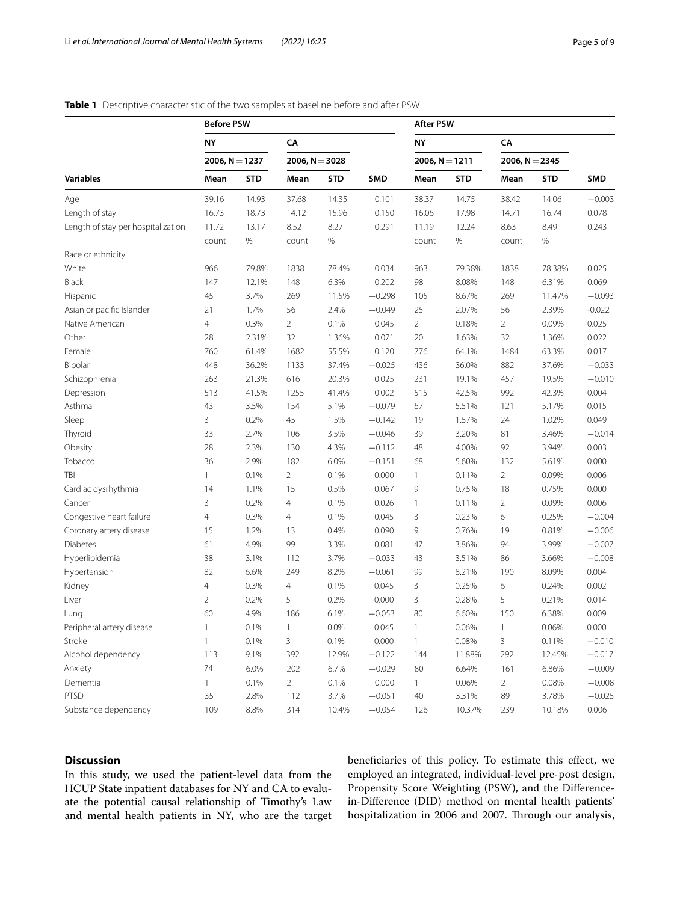**Table 1** Descriptive characteristic of the two samples at baseline before and after PSW

| Variables | Before PSW | | | | | After PSW | | | | |
|---|---|---|---|---|---|---|---|---|---|---|
| | NY | | CA | | | NY | | CA | | |
| | 2006, N = 1237 | | 2006, N = 3028 | | | 2006, N = 1211 | | 2006, N = 2345 | | |
| | Mean | STD | Mean | STD | SMD | Mean | STD | Mean | STD | SMD |
| Age | 39.16 | 14.93 | 37.68 | 14.35 | 0.101 | 38.37 | 14.75 | 38.42 | 14.06 | −0.003 |
| Length of stay | 16.73 | 18.73 | 14.12 | 15.96 | 0.150 | 16.06 | 17.98 | 14.71 | 16.74 | 0.078 |
| Length of stay per hospitalization | 11.72 | 13.17 | 8.52 | 8.27 | 0.291 | 11.19 | 12.24 | 8.63 | 8.49 | 0.243 |
| | count | % | count | % | | count | % | count | % | |
| Race or ethnicity | | | | | | | | | | |
| White | 966 | 79.8% | 1838 | 78.4% | 0.034 | 963 | 79.38% | 1838 | 78.38% | 0.025 |
| Black | 147 | 12.1% | 148 | 6.3% | 0.202 | 98 | 8.08% | 148 | 6.31% | 0.069 |
| Hispanic | 45 | 3.7% | 269 | 11.5% | −0.298 | 105 | 8.67% | 269 | 11.47% | −0.093 |
| Asian or pacific Islander | 21 | 1.7% | 56 | 2.4% | −0.049 | 25 | 2.07% | 56 | 2.39% | -0.022 |
| Native American | 4 | 0.3% | 2 | 0.1% | 0.045 | 2 | 0.18% | 2 | 0.09% | 0.025 |
| Other | 28 | 2.31% | 32 | 1.36% | 0.071 | 20 | 1.63% | 32 | 1.36% | 0.022 |
| Female | 760 | 61.4% | 1682 | 55.5% | 0.120 | 776 | 64.1% | 1484 | 63.3% | 0.017 |
| Bipolar | 448 | 36.2% | 1133 | 37.4% | −0.025 | 436 | 36.0% | 882 | 37.6% | −0.033 |
| Schizophrenia | 263 | 21.3% | 616 | 20.3% | 0.025 | 231 | 19.1% | 457 | 19.5% | −0.010 |
| Depression | 513 | 41.5% | 1255 | 41.4% | 0.002 | 515 | 42.5% | 992 | 42.3% | 0.004 |
| Asthma | 43 | 3.5% | 154 | 5.1% | −0.079 | 67 | 5.51% | 121 | 5.17% | 0.015 |
| Sleep | 3 | 0.2% | 45 | 1.5% | −0.142 | 19 | 1.57% | 24 | 1.02% | 0.049 |
| Thyroid | 33 | 2.7% | 106 | 3.5% | −0.046 | 39 | 3.20% | 81 | 3.46% | −0.014 |
| Obesity | 28 | 2.3% | 130 | 4.3% | −0.112 | 48 | 4.00% | 92 | 3.94% | 0.003 |
| Tobacco | 36 | 2.9% | 182 | 6.0% | −0.151 | 68 | 5.60% | 132 | 5.61% | 0.000 |
| TBI | 1 | 0.1% | 2 | 0.1% | 0.000 | 1 | 0.11% | 2 | 0.09% | 0.006 |
| Cardiac dysrhythmia | 14 | 1.1% | 15 | 0.5% | 0.067 | 9 | 0.75% | 18 | 0.75% | 0.000 |
| Cancer | 3 | 0.2% | 4 | 0.1% | 0.026 | 1 | 0.11% | 2 | 0.09% | 0.006 |
| Congestive heart failure | 4 | 0.3% | 4 | 0.1% | 0.045 | 3 | 0.23% | 6 | 0.25% | −0.004 |
| Coronary artery disease | 15 | 1.2% | 13 | 0.4% | 0.090 | 9 | 0.76% | 19 | 0.81% | −0.006 |
| Diabetes | 61 | 4.9% | 99 | 3.3% | 0.081 | 47 | 3.86% | 94 | 3.99% | −0.007 |
| Hyperlipidemia | 38 | 3.1% | 112 | 3.7% | −0.033 | 43 | 3.51% | 86 | 3.66% | −0.008 |
| Hypertension | 82 | 6.6% | 249 | 8.2% | −0.061 | 99 | 8.21% | 190 | 8.09% | 0.004 |
| Kidney | 4 | 0.3% | 4 | 0.1% | 0.045 | 3 | 0.25% | 6 | 0.24% | 0.002 |
| Liver | 2 | 0.2% | 5 | 0.2% | 0.000 | 3 | 0.28% | 5 | 0.21% | 0.014 |
| Lung | 60 | 4.9% | 186 | 6.1% | −0.053 | 80 | 6.60% | 150 | 6.38% | 0.009 |
| Peripheral artery disease | 1 | 0.1% | 1 | 0.0% | 0.045 | 1 | 0.06% | 1 | 0.06% | 0.000 |
| Stroke | 1 | 0.1% | 3 | 0.1% | 0.000 | 1 | 0.08% | 3 | 0.11% | −0.010 |
| Alcohol dependency | 113 | 9.1% | 392 | 12.9% | −0.122 | 144 | 11.88% | 292 | 12.45% | −0.017 |
| Anxiety | 74 | 6.0% | 202 | 6.7% | −0.029 | 80 | 6.64% | 161 | 6.86% | −0.009 |
| Dementia | 1 | 0.1% | 2 | 0.1% | 0.000 | 1 | 0.06% | 2 | 0.08% | −0.008 |
| PTSD | 35 | 2.8% | 112 | 3.7% | −0.051 | 40 | 3.31% | 89 | 3.78% | −0.025 |
| Substance dependency | 109 | 8.8% | 314 | 10.4% | −0.054 | 126 | 10.37% | 239 | 10.18% | 0.006 |

## Discussion

In this study, we used the patient-level data from the HCUP State inpatient databases for NY and CA to evaluate the potential causal relationship of Timothy's Law and mental health patients in NY, who are the target beneficiaries of this policy. To estimate this effect, we employed an integrated, individual-level pre-post design, Propensity Score Weighting (PSW), and the Difference-in-Difference (DID) method on mental health patients' hospitalization in 2006 and 2007. Through our analysis,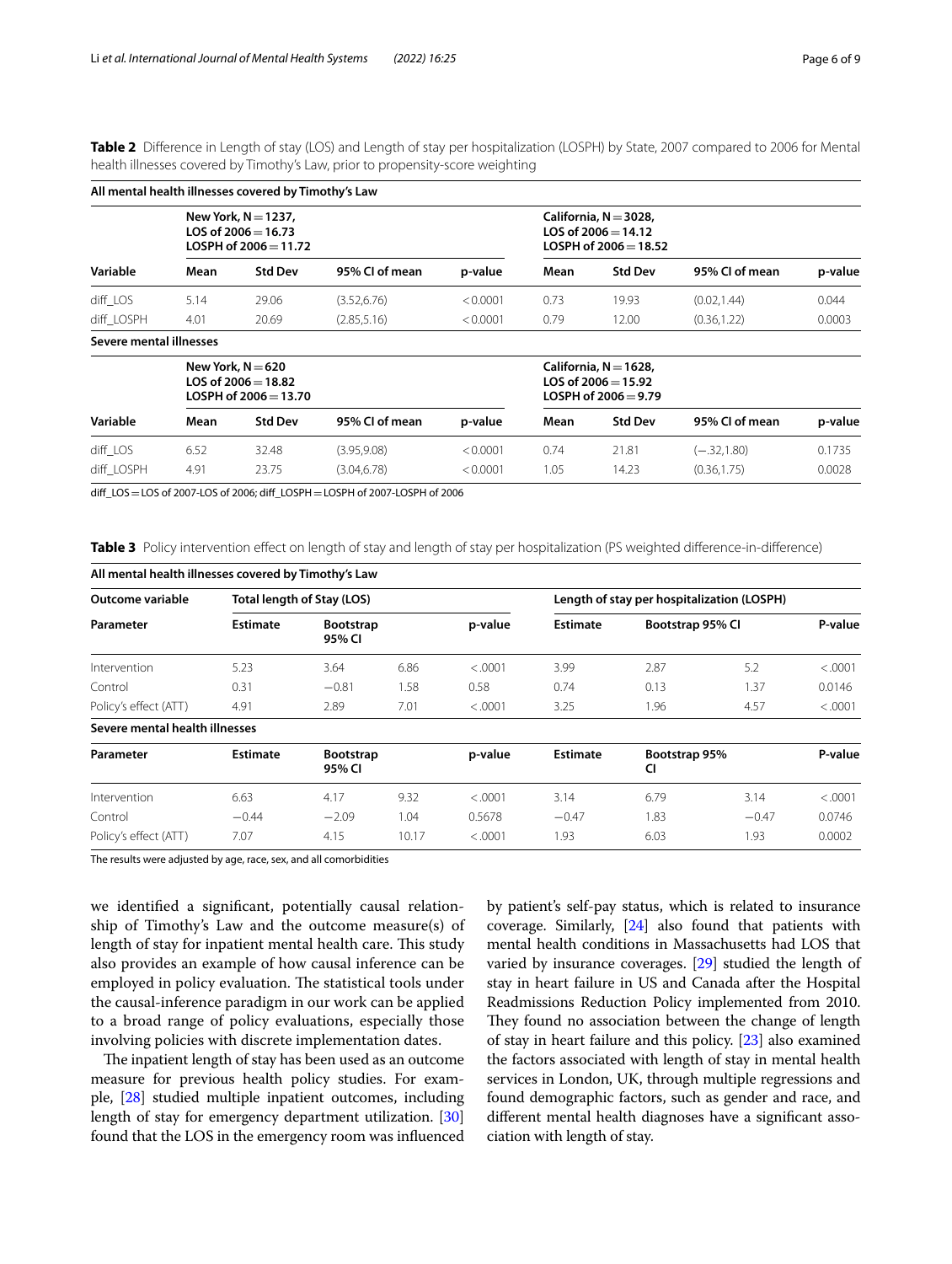**Table 2** Difference in Length of stay (LOS) and Length of stay per hospitalization (LOSPH) by State, 2007 compared to 2006 for Mental health illnesses covered by Timothy's Law, prior to propensity-score weighting

| **All mental health illnesses covered by Timothy's Law** | | | | | | | | |
|---|---|---|---|---|---|---|---|---|
| | **New York, N = 1237, LOS of 2006 = 16.73 LOSPH of 2006 = 11.72** | | | | **California, N = 3028, LOS of 2006 = 14.12 LOSPH of 2006 = 18.52** | | | |
| **Variable** | **Mean** | **Std Dev** | **95% CI of mean** | **p-value** | **Mean** | **Std Dev** | **95% CI of mean** | **p-value** |
| diff_LOS | 5.14 | 29.06 | (3.52,6.76) | < 0.0001 | 0.73 | 19.93 | (0.02,1.44) | 0.044 |
| diff_LOSPH | 4.01 | 20.69 | (2.85,5.16) | < 0.0001 | 0.79 | 12.00 | (0.36,1.22) | 0.0003 |
| **Severe mental illnesses** | | | | | | | | |
| | **New York, N = 620 LOS of 2006 = 18.82 LOSPH of 2006 = 13.70** | | | | **California, N = 1628, LOS of 2006 = 15.92 LOSPH of 2006 = 9.79** | | | |
| **Variable** | **Mean** | **Std Dev** | **95% CI of mean** | **p-value** | **Mean** | **Std Dev** | **95% CI of mean** | **p-value** |
| diff_LOS | 6.52 | 32.48 | (3.95,9.08) | < 0.0001 | 0.74 | 21.81 | (−.32,1.80) | 0.1735 |
| diff_LOSPH | 4.91 | 23.75 | (3.04,6.78) | < 0.0001 | 1.05 | 14.23 | (0.36,1.75) | 0.0028 |

diff_LOS = LOS of 2007-LOS of 2006; diff_LOSPH = LOSPH of 2007-LOSPH of 2006

**Table 3** Policy intervention effect on length of stay and length of stay per hospitalization (PS weighted difference-in-difference)

| **All mental health illnesses covered by Timothy's Law** | | | | | | | | |
|---|---|---|---|---|---|---|---|---|
| **Outcome variable** | **Total length of Stay (LOS)** | | | | **Length of stay per hospitalization (LOSPH)** | | | |
| **Parameter** | **Estimate** | **Bootstrap 95% CI** | | **p-value** | **Estimate** | **Bootstrap 95% CI** | | **P-value** |
| Intervention | 5.23 | 3.64 | 6.86 | < .0001 | 3.99 | 2.87 | 5.2 | < .0001 |
| Control | 0.31 | −0.81 | 1.58 | 0.58 | 0.74 | 0.13 | 1.37 | 0.0146 |
| Policy's effect (ATT) | 4.91 | 2.89 | 7.01 | < .0001 | 3.25 | 1.96 | 4.57 | < .0001 |
| **Severe mental health illnesses** | | | | | | | | |
| **Parameter** | **Estimate** | **Bootstrap 95% CI** | | **p-value** | **Estimate** | **Bootstrap 95% CI** | | **P-value** |
| Intervention | 6.63 | 4.17 | 9.32 | < .0001 | 3.14 | 6.79 | 3.14 | < .0001 |
| Control | −0.44 | −2.09 | 1.04 | 0.5678 | −0.47 | 1.83 | −0.47 | 0.0746 |
| Policy's effect (ATT) | 7.07 | 4.15 | 10.17 | < .0001 | 1.93 | 6.03 | 1.93 | 0.0002 |

The results were adjusted by age, race, sex, and all comorbidities

we identified a significant, potentially causal relationship of Timothy's Law and the outcome measure(s) of length of stay for inpatient mental health care. This study also provides an example of how causal inference can be employed in policy evaluation. The statistical tools under the causal-inference paradigm in our work can be applied to a broad range of policy evaluations, especially those involving policies with discrete implementation dates.

The inpatient length of stay has been used as an outcome measure for previous health policy studies. For example, [28] studied multiple inpatient outcomes, including length of stay for emergency department utilization. [30] found that the LOS in the emergency room was influenced by patient's self-pay status, which is related to insurance coverage. Similarly, [24] also found that patients with mental health conditions in Massachusetts had LOS that varied by insurance coverages. [29] studied the length of stay in heart failure in US and Canada after the Hospital Readmissions Reduction Policy implemented from 2010. They found no association between the change of length of stay in heart failure and this policy. [23] also examined the factors associated with length of stay in mental health services in London, UK, through multiple regressions and found demographic factors, such as gender and race, and different mental health diagnoses have a significant association with length of stay.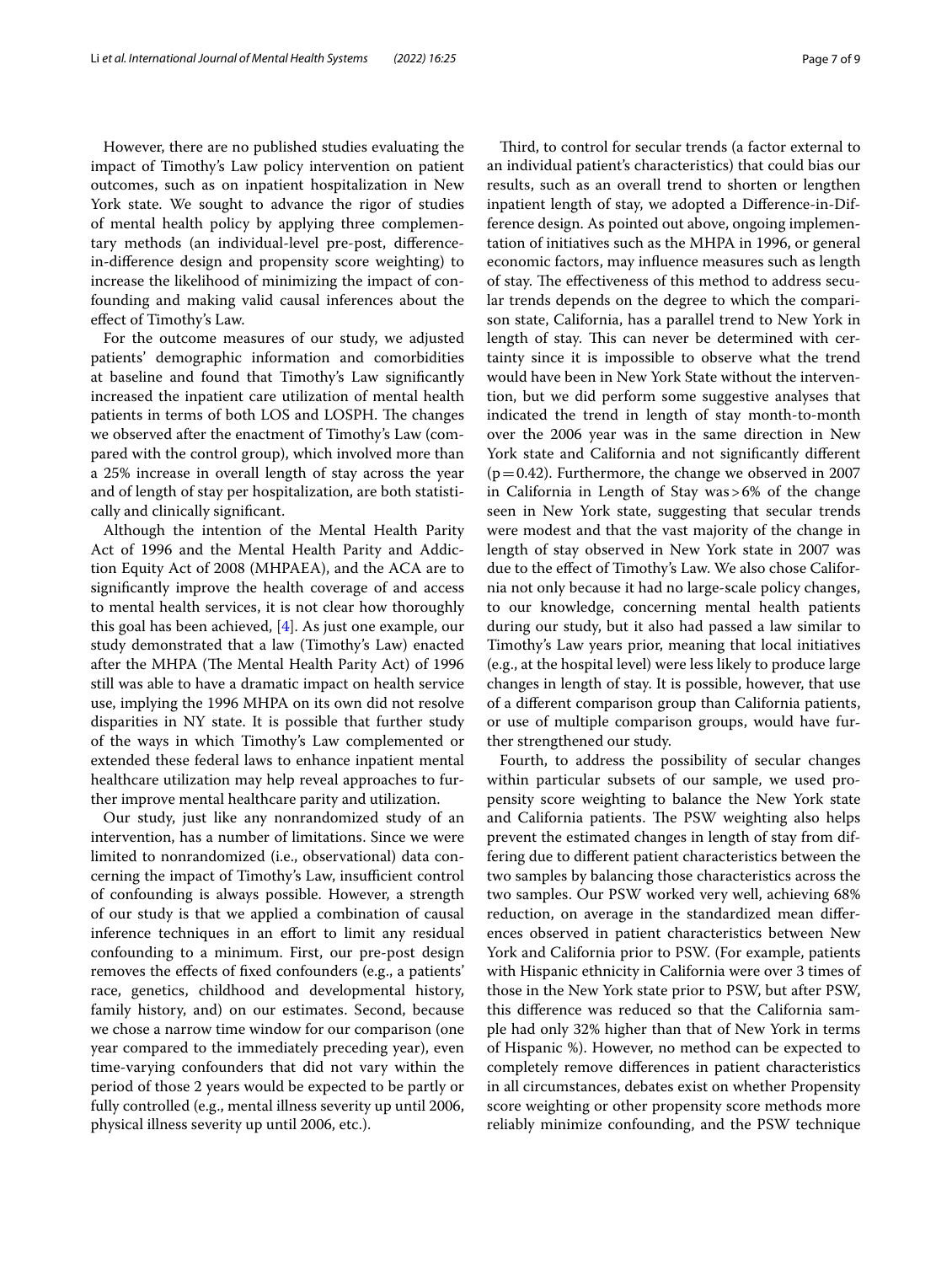However, there are no published studies evaluating the impact of Timothy's Law policy intervention on patient outcomes, such as on inpatient hospitalization in New York state. We sought to advance the rigor of studies of mental health policy by applying three complementary methods (an individual-level pre-post, difference-in-difference design and propensity score weighting) to increase the likelihood of minimizing the impact of confounding and making valid causal inferences about the effect of Timothy's Law.

For the outcome measures of our study, we adjusted patients' demographic information and comorbidities at baseline and found that Timothy's Law significantly increased the inpatient care utilization of mental health patients in terms of both LOS and LOSPH. The changes we observed after the enactment of Timothy's Law (compared with the control group), which involved more than a 25% increase in overall length of stay across the year and of length of stay per hospitalization, are both statistically and clinically significant.

Although the intention of the Mental Health Parity Act of 1996 and the Mental Health Parity and Addiction Equity Act of 2008 (MHPAEA), and the ACA are to significantly improve the health coverage of and access to mental health services, it is not clear how thoroughly this goal has been achieved, [4]. As just one example, our study demonstrated that a law (Timothy's Law) enacted after the MHPA (The Mental Health Parity Act) of 1996 still was able to have a dramatic impact on health service use, implying the 1996 MHPA on its own did not resolve disparities in NY state. It is possible that further study of the ways in which Timothy's Law complemented or extended these federal laws to enhance inpatient mental healthcare utilization may help reveal approaches to further improve mental healthcare parity and utilization.

Our study, just like any nonrandomized study of an intervention, has a number of limitations. Since we were limited to nonrandomized (i.e., observational) data concerning the impact of Timothy's Law, insufficient control of confounding is always possible. However, a strength of our study is that we applied a combination of causal inference techniques in an effort to limit any residual confounding to a minimum. First, our pre-post design removes the effects of fixed confounders (e.g., a patients' race, genetics, childhood and developmental history, family history, and) on our estimates. Second, because we chose a narrow time window for our comparison (one year compared to the immediately preceding year), even time-varying confounders that did not vary within the period of those 2 years would be expected to be partly or fully controlled (e.g., mental illness severity up until 2006, physical illness severity up until 2006, etc.).

Third, to control for secular trends (a factor external to an individual patient's characteristics) that could bias our results, such as an overall trend to shorten or lengthen inpatient length of stay, we adopted a Difference-in-Difference design. As pointed out above, ongoing implementation of initiatives such as the MHPA in 1996, or general economic factors, may influence measures such as length of stay. The effectiveness of this method to address secular trends depends on the degree to which the comparison state, California, has a parallel trend to New York in length of stay. This can never be determined with certainty since it is impossible to observe what the trend would have been in New York State without the intervention, but we did perform some suggestive analyses that indicated the trend in length of stay month-to-month over the 2006 year was in the same direction in New York state and California and not significantly different ($p = 0.42$). Furthermore, the change we observed in 2007 in California in Length of Stay was > 6% of the change seen in New York state, suggesting that secular trends were modest and that the vast majority of the change in length of stay observed in New York state in 2007 was due to the effect of Timothy's Law. We also chose California not only because it had no large-scale policy changes, to our knowledge, concerning mental health patients during our study, but it also had passed a law similar to Timothy's Law years prior, meaning that local initiatives (e.g., at the hospital level) were less likely to produce large changes in length of stay. It is possible, however, that use of a different comparison group than California patients, or use of multiple comparison groups, would have further strengthened our study.

Fourth, to address the possibility of secular changes within particular subsets of our sample, we used propensity score weighting to balance the New York state and California patients. The PSW weighting also helps prevent the estimated changes in length of stay from differing due to different patient characteristics between the two samples by balancing those characteristics across the two samples. Our PSW worked very well, achieving 68% reduction, on average in the standardized mean differences observed in patient characteristics between New York and California prior to PSW. (For example, patients with Hispanic ethnicity in California were over 3 times of those in the New York state prior to PSW, but after PSW, this difference was reduced so that the California sample had only 32% higher than that of New York in terms of Hispanic %). However, no method can be expected to completely remove differences in patient characteristics in all circumstances, debates exist on whether Propensity score weighting or other propensity score methods more reliably minimize confounding, and the PSW technique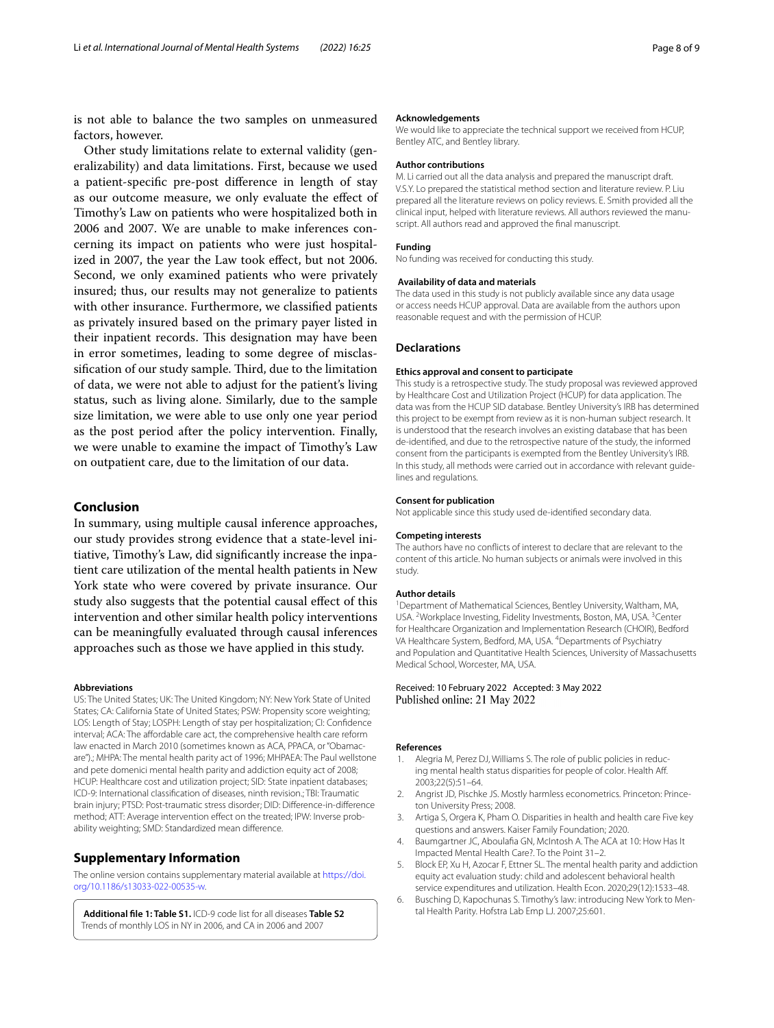is not able to balance the two samples on unmeasured factors, however.

Other study limitations relate to external validity (generalizability) and data limitations. First, because we used a patient-specific pre-post difference in length of stay as our outcome measure, we only evaluate the effect of Timothy's Law on patients who were hospitalized both in 2006 and 2007. We are unable to make inferences concerning its impact on patients who were just hospitalized in 2007, the year the Law took effect, but not 2006. Second, we only examined patients who were privately insured; thus, our results may not generalize to patients with other insurance. Furthermore, we classified patients as privately insured based on the primary payer listed in their inpatient records. This designation may have been in error sometimes, leading to some degree of misclassification of our study sample. Third, due to the limitation of data, we were not able to adjust for the patient's living status, such as living alone. Similarly, due to the sample size limitation, we were able to use only one year period as the post period after the policy intervention. Finally, we were unable to examine the impact of Timothy's Law on outpatient care, due to the limitation of our data.

## Conclusion

In summary, using multiple causal inference approaches, our study provides strong evidence that a state-level initiative, Timothy's Law, did significantly increase the inpatient care utilization of the mental health patients in New York state who were covered by private insurance. Our study also suggests that the potential causal effect of this intervention and other similar health policy interventions can be meaningfully evaluated through causal inferences approaches such as those we have applied in this study.

#### Abbreviations

US: The United States; UK: The United Kingdom; NY: New York State of United States; CA: California State of United States; PSW: Propensity score weighting; LOS: Length of Stay; LOSPH: Length of stay per hospitalization; CI: Confidence interval; ACA: The affordable care act, the comprehensive health care reform law enacted in March 2010 (sometimes known as ACA, PPACA, or "Obamacare").; MHPA: The mental health parity act of 1996; MHPAEA: The Paul wellstone and pete domenici mental health parity and addiction equity act of 2008; HCUP: Healthcare cost and utilization project; SID: State inpatient databases; ICD-9: International classification of diseases, ninth revision.; TBI: Traumatic brain injury; PTSD: Post-traumatic stress disorder; DID: Difference-in-difference method; ATT: Average intervention effect on the treated; IPW: Inverse probability weighting; SMD: Standardized mean difference.

## Supplementary Information

The online version contains supplementary material available at https://doi.org/10.1186/s13033-022-00535-w.

**Additional file 1: Table S1.** ICD-9 code list for all diseases **Table S2** Trends of monthly LOS in NY in 2006, and CA in 2006 and 2007

#### Acknowledgements

We would like to appreciate the technical support we received from HCUP, Bentley ATC, and Bentley library.

#### Author contributions

M. Li carried out all the data analysis and prepared the manuscript draft. V.S.Y. Lo prepared the statistical method section and literature review. P. Liu prepared all the literature reviews on policy reviews. E. Smith provided all the clinical input, helped with literature reviews. All authors reviewed the manuscript. All authors read and approved the final manuscript.

#### Funding

No funding was received for conducting this study.

#### Availability of data and materials

The data used in this study is not publicly available since any data usage or access needs HCUP approval. Data are available from the authors upon reasonable request and with the permission of HCUP.

## Declarations

#### Ethics approval and consent to participate

This study is a retrospective study. The study proposal was reviewed approved by Healthcare Cost and Utilization Project (HCUP) for data application. The data was from the HCUP SID database. Bentley University's IRB has determined this project to be exempt from review as it is non-human subject research. It is understood that the research involves an existing database that has been de-identified, and due to the retrospective nature of the study, the informed consent from the participants is exempted from the Bentley University's IRB. In this study, all methods were carried out in accordance with relevant guidelines and regulations.

#### Consent for publication

Not applicable since this study used de-identified secondary data.

#### Competing interests

The authors have no conflicts of interest to declare that are relevant to the content of this article. No human subjects or animals were involved in this study.

#### Author details

[1]Department of Mathematical Sciences, Bentley University, Waltham, MA, USA. [2]Workplace Investing, Fidelity Investments, Boston, MA, USA. [3]Center for Healthcare Organization and Implementation Research (CHOIR), Bedford VA Healthcare System, Bedford, MA, USA. [4]Departments of Psychiatry and Population and Quantitative Health Sciences, University of Massachusetts Medical School, Worcester, MA, USA.

Received: 10 February 2022 Accepted: 3 May 2022
Published online: 21 May 2022

#### References

1. Alegria M, Perez DJ, Williams S. The role of public policies in reducing mental health status disparities for people of color. Health Aff. 2003;22(5):51–64.
2. Angrist JD, Pischke JS. Mostly harmless econometrics. Princeton: Princeton University Press; 2008.
3. Artiga S, Orgera K, Pham O. Disparities in health and health care Five key questions and answers. Kaiser Family Foundation; 2020.
4. Baumgartner JC, Aboulafia GN, McIntosh A. The ACA at 10: How Has It Impacted Mental Health Care?. To the Point 31–2.
5. Block EP, Xu H, Azocar F, Ettner SL. The mental health parity and addiction equity act evaluation study: child and adolescent behavioral health service expenditures and utilization. Health Econ. 2020;29(12):1533–48.
6. Busching D, Kapochunas S. Timothy's law: introducing New York to Mental Health Parity. Hofstra Lab Emp LJ. 2007;25:601.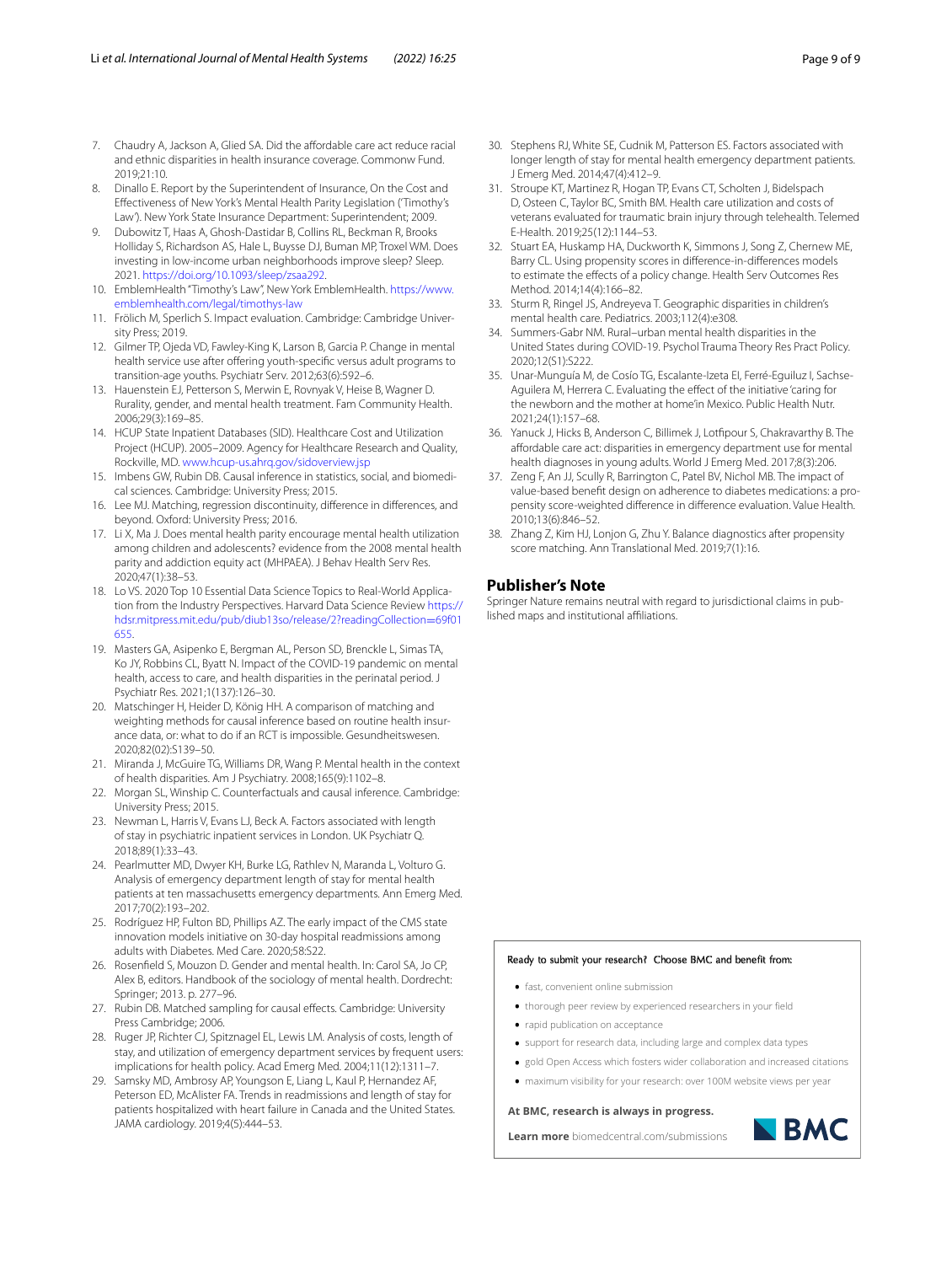7. Chaudry A, Jackson A, Glied SA. Did the affordable care act reduce racial and ethnic disparities in health insurance coverage. Commonw Fund. 2019;21:10.
8. Dinallo E. Report by the Superintendent of Insurance, On the Cost and Effectiveness of New York's Mental Health Parity Legislation ('Timothy's Law'). New York State Insurance Department: Superintendent; 2009.
9. Dubowitz T, Haas A, Ghosh-Dastidar B, Collins RL, Beckman R, Brooks Holliday S, Richardson AS, Hale L, Buysse DJ, Buman MP, Troxel WM. Does investing in low-income urban neighborhoods improve sleep? Sleep. 2021. https://doi.org/10.1093/sleep/zsaa292.
10. EmblemHealth "Timothy's Law", New York EmblemHealth. https://www.emblemhealth.com/legal/timothys-law
11. Frölich M, Sperlich S. Impact evaluation. Cambridge: Cambridge University Press; 2019.
12. Gilmer TP, Ojeda VD, Fowley-King K, Larson B, Garcia P. Change in mental health service use after offering youth-specific versus adult programs to transition-age youths. Psychiatr Serv. 2012;63(6):592–6.
13. Hauenstein EJ, Petterson S, Merwin E, Rovnyak V, Heise B, Wagner D. Rurality, gender, and mental health treatment. Fam Community Health. 2006;29(3):169–85.
14. HCUP State Inpatient Databases (SID). Healthcare Cost and Utilization Project (HCUP). 2005–2009. Agency for Healthcare Research and Quality, Rockville, MD. www.hcup-us.ahrq.gov/sidoverview.jsp
15. Imbens GW, Rubin DB. Causal inference in statistics, social, and biomedical sciences. Cambridge: University Press; 2015.
16. Lee MJ. Matching, regression discontinuity, difference in differences, and beyond. Oxford: University Press; 2016.
17. Li X, Ma J. Does mental health parity encourage mental health utilization among children and adolescents? evidence from the 2008 mental health parity and addiction equity act (MHPAEA). J Behav Health Serv Res. 2020;47(1):38–53.
18. Lo VS. 2020 Top 10 Essential Data Science Topics to Real-World Application from the Industry Perspectives. Harvard Data Science Review https://hdsr.mitpress.mit.edu/pub/diub13so/release/2?readingCollection=69f01655.
19. Masters GA, Asipenko E, Bergman AL, Person SD, Brenckle L, Simas TA, Ko JY, Robbins CL, Byatt N. Impact of the COVID-19 pandemic on mental health, access to care, and health disparities in the perinatal period. J Psychiatr Res. 2021;1(137):126–30.
20. Matschinger H, Heider D, König HH. A comparison of matching and weighting methods for causal inference based on routine health insurance data, or: what to do if an RCT is impossible. Gesundheitswesen. 2020;82(02):S139–50.
21. Miranda J, McGuire TG, Williams DR, Wang P. Mental health in the context of health disparities. Am J Psychiatry. 2008;165(9):1102–8.
22. Morgan SL, Winship C. Counterfactuals and causal inference. Cambridge: University Press; 2015.
23. Newman L, Harris V, Evans LJ, Beck A. Factors associated with length of stay in psychiatric inpatient services in London. UK Psychiatr Q. 2018;89(1):33–43.
24. Pearlmutter MD, Dwyer KH, Burke LG, Rathlev N, Maranda L, Volturo G. Analysis of emergency department length of stay for mental health patients at ten massachusetts emergency departments. Ann Emerg Med. 2017;70(2):193–202.
25. Rodríguez HP, Fulton BD, Phillips AZ. The early impact of the CMS state innovation models initiative on 30-day hospital readmissions among adults with Diabetes. Med Care. 2020;58:S22.
26. Rosenfield S, Mouzon D. Gender and mental health. In: Carol SA, Jo CP, Alex B, editors. Handbook of the sociology of mental health. Dordrecht: Springer; 2013. p. 277–96.
27. Rubin DB. Matched sampling for causal effects. Cambridge: University Press Cambridge; 2006.
28. Ruger JP, Richter CJ, Spitznagel EL, Lewis LM. Analysis of costs, length of stay, and utilization of emergency department services by frequent users: implications for health policy. Acad Emerg Med. 2004;11(12):1311–7.
29. Samsky MD, Ambrosy AP, Youngson E, Liang L, Kaul P, Hernandez AF, Peterson ED, McAlister FA. Trends in readmissions and length of stay for patients hospitalized with heart failure in Canada and the United States. JAMA cardiology. 2019;4(5):444–53.
30. Stephens RJ, White SE, Cudnik M, Patterson ES. Factors associated with longer length of stay for mental health emergency department patients. J Emerg Med. 2014;47(4):412–9.
31. Stroupe KT, Martinez R, Hogan TP, Evans CT, Scholten J, Bidelspach D, Osteen C, Taylor BC, Smith BM. Health care utilization and costs of veterans evaluated for traumatic brain injury through telehealth. Telemed E-Health. 2019;25(12):1144–53.
32. Stuart EA, Huskamp HA, Duckworth K, Simmons J, Song Z, Chernew ME, Barry CL. Using propensity scores in difference-in-differences models to estimate the effects of a policy change. Health Serv Outcomes Res Method. 2014;14(4):166–82.
33. Sturm R, Ringel JS, Andreyeva T. Geographic disparities in children's mental health care. Pediatrics. 2003;112(4):e308.
34. Summers-Gabr NM. Rural–urban mental health disparities in the United States during COVID-19. Psychol Trauma Theory Res Pract Policy. 2020;12(S1):S222.
35. Unar-Munguía M, de Cosío TG, Escalante-Izeta EI, Ferré-Eguiluz I, Sachse-Aguilera M, Herrera C. Evaluating the effect of the initiative 'caring for the newborn and the mother at home'in Mexico. Public Health Nutr. 2021;24(1):157–68.
36. Yanuck J, Hicks B, Anderson C, Billimek J, Lotfipour S, Chakravarthy B. The affordable care act: disparities in emergency department use for mental health diagnoses in young adults. World J Emerg Med. 2017;8(3):206.
37. Zeng F, An JJ, Scully R, Barrington C, Patel BV, Nichol MB. The impact of value-based benefit design on adherence to diabetes medications: a propensity score-weighted difference in difference evaluation. Value Health. 2010;13(6):846–52.
38. Zhang Z, Kim HJ, Lonjon G, Zhu Y. Balance diagnostics after propensity score matching. Ann Translational Med. 2019;7(1):16.

## Publisher's Note

Springer Nature remains neutral with regard to jurisdictional claims in published maps and institutional affiliations.

Ready to submit your research? Choose BMC and benefit from:

- fast, convenient online submission
- thorough peer review by experienced researchers in your field
- rapid publication on acceptance
- support for research data, including large and complex data types
- gold Open Access which fosters wider collaboration and increased citations
- maximum visibility for your research: over 100M website views per year

**At BMC, research is always in progress.**

**Learn more** biomedcentral.com/submissions

BMC